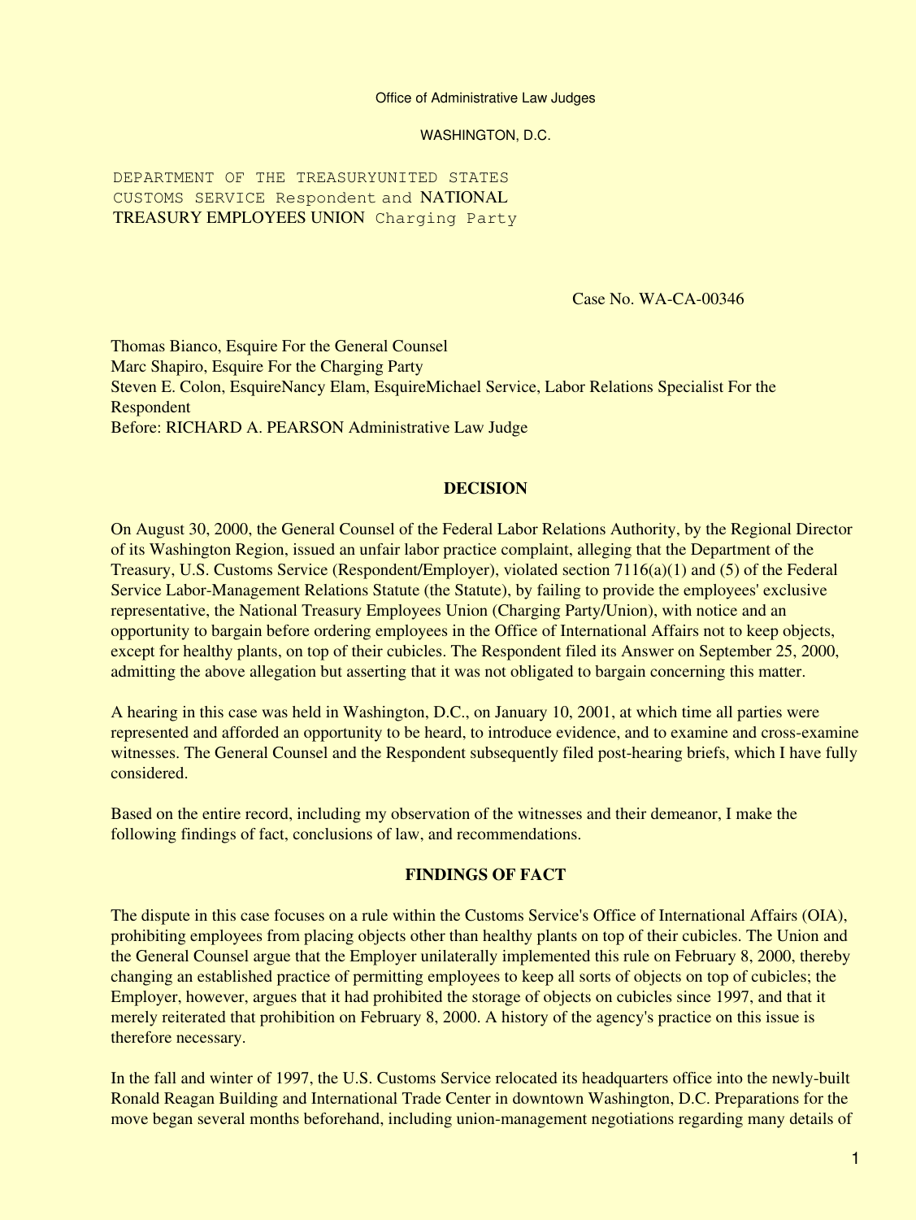Office of Administrative Law Judges

WASHINGTON, D.C.

DEPARTMENT OF THE TREASURYUNITED STATES CUSTOMS SERVICE Respondent and NATIONAL TREASURY EMPLOYEES UNION Charging Party

Case No. WA-CA-00346

Thomas Bianco, Esquire For the General Counsel
Marc Shapiro, Esquire For the Charging Party
Steven E. Colon, EsquireNancy Elam, EsquireMichael Service, Labor Relations Specialist For the Respondent
Before: RICHARD A. PEARSON Administrative Law Judge

## DECISION

On August 30, 2000, the General Counsel of the Federal Labor Relations Authority, by the Regional Director of its Washington Region, issued an unfair labor practice complaint, alleging that the Department of the Treasury, U.S. Customs Service (Respondent/Employer), violated section 7116(a)(1) and (5) of the Federal Service Labor-Management Relations Statute (the Statute), by failing to provide the employees' exclusive representative, the National Treasury Employees Union (Charging Party/Union), with notice and an opportunity to bargain before ordering employees in the Office of International Affairs not to keep objects, except for healthy plants, on top of their cubicles. The Respondent filed its Answer on September 25, 2000, admitting the above allegation but asserting that it was not obligated to bargain concerning this matter.

A hearing in this case was held in Washington, D.C., on January 10, 2001, at which time all parties were represented and afforded an opportunity to be heard, to introduce evidence, and to examine and cross-examine witnesses. The General Counsel and the Respondent subsequently filed post-hearing briefs, which I have fully considered.

Based on the entire record, including my observation of the witnesses and their demeanor, I make the following findings of fact, conclusions of law, and recommendations.

## FINDINGS OF FACT

The dispute in this case focuses on a rule within the Customs Service's Office of International Affairs (OIA), prohibiting employees from placing objects other than healthy plants on top of their cubicles. The Union and the General Counsel argue that the Employer unilaterally implemented this rule on February 8, 2000, thereby changing an established practice of permitting employees to keep all sorts of objects on top of cubicles; the Employer, however, argues that it had prohibited the storage of objects on cubicles since 1997, and that it merely reiterated that prohibition on February 8, 2000. A history of the agency's practice on this issue is therefore necessary.

In the fall and winter of 1997, the U.S. Customs Service relocated its headquarters office into the newly-built Ronald Reagan Building and International Trade Center in downtown Washington, D.C. Preparations for the move began several months beforehand, including union-management negotiations regarding many details of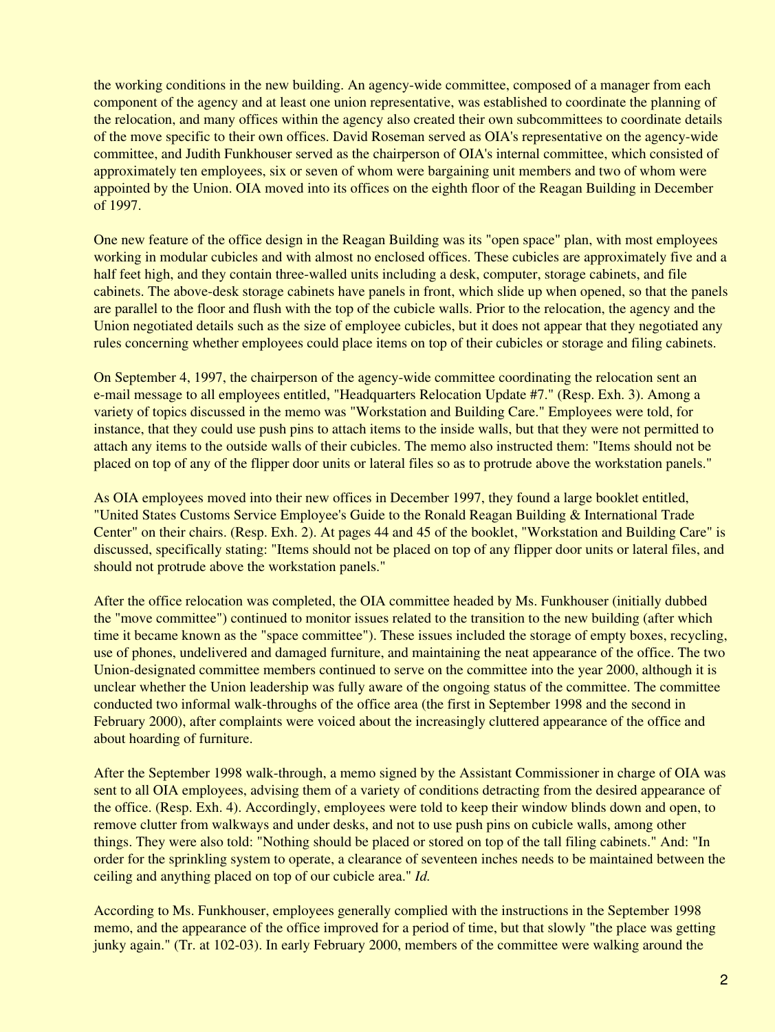the working conditions in the new building. An agency-wide committee, composed of a manager from each component of the agency and at least one union representative, was established to coordinate the planning of the relocation, and many offices within the agency also created their own subcommittees to coordinate details of the move specific to their own offices. David Roseman served as OIA's representative on the agency-wide committee, and Judith Funkhouser served as the chairperson of OIA's internal committee, which consisted of approximately ten employees, six or seven of whom were bargaining unit members and two of whom were appointed by the Union. OIA moved into its offices on the eighth floor of the Reagan Building in December of 1997.

One new feature of the office design in the Reagan Building was its "open space" plan, with most employees working in modular cubicles and with almost no enclosed offices. These cubicles are approximately five and a half feet high, and they contain three-walled units including a desk, computer, storage cabinets, and file cabinets. The above-desk storage cabinets have panels in front, which slide up when opened, so that the panels are parallel to the floor and flush with the top of the cubicle walls. Prior to the relocation, the agency and the Union negotiated details such as the size of employee cubicles, but it does not appear that they negotiated any rules concerning whether employees could place items on top of their cubicles or storage and filing cabinets.

On September 4, 1997, the chairperson of the agency-wide committee coordinating the relocation sent an e-mail message to all employees entitled, "Headquarters Relocation Update #7." (Resp. Exh. 3). Among a variety of topics discussed in the memo was "Workstation and Building Care." Employees were told, for instance, that they could use push pins to attach items to the inside walls, but that they were not permitted to attach any items to the outside walls of their cubicles. The memo also instructed them: "Items should not be placed on top of any of the flipper door units or lateral files so as to protrude above the workstation panels."

As OIA employees moved into their new offices in December 1997, they found a large booklet entitled, "United States Customs Service Employee's Guide to the Ronald Reagan Building & International Trade Center" on their chairs. (Resp. Exh. 2). At pages 44 and 45 of the booklet, "Workstation and Building Care" is discussed, specifically stating: "Items should not be placed on top of any flipper door units or lateral files, and should not protrude above the workstation panels."

After the office relocation was completed, the OIA committee headed by Ms. Funkhouser (initially dubbed the "move committee") continued to monitor issues related to the transition to the new building (after which time it became known as the "space committee"). These issues included the storage of empty boxes, recycling, use of phones, undelivered and damaged furniture, and maintaining the neat appearance of the office. The two Union-designated committee members continued to serve on the committee into the year 2000, although it is unclear whether the Union leadership was fully aware of the ongoing status of the committee. The committee conducted two informal walk-throughs of the office area (the first in September 1998 and the second in February 2000), after complaints were voiced about the increasingly cluttered appearance of the office and about hoarding of furniture.

After the September 1998 walk-through, a memo signed by the Assistant Commissioner in charge of OIA was sent to all OIA employees, advising them of a variety of conditions detracting from the desired appearance of the office. (Resp. Exh. 4). Accordingly, employees were told to keep their window blinds down and open, to remove clutter from walkways and under desks, and not to use push pins on cubicle walls, among other things. They were also told: "Nothing should be placed or stored on top of the tall filing cabinets." And: "In order for the sprinkling system to operate, a clearance of seventeen inches needs to be maintained between the ceiling and anything placed on top of our cubicle area." *Id.*

According to Ms. Funkhouser, employees generally complied with the instructions in the September 1998 memo, and the appearance of the office improved for a period of time, but that slowly "the place was getting junky again." (Tr. at 102-03). In early February 2000, members of the committee were walking around the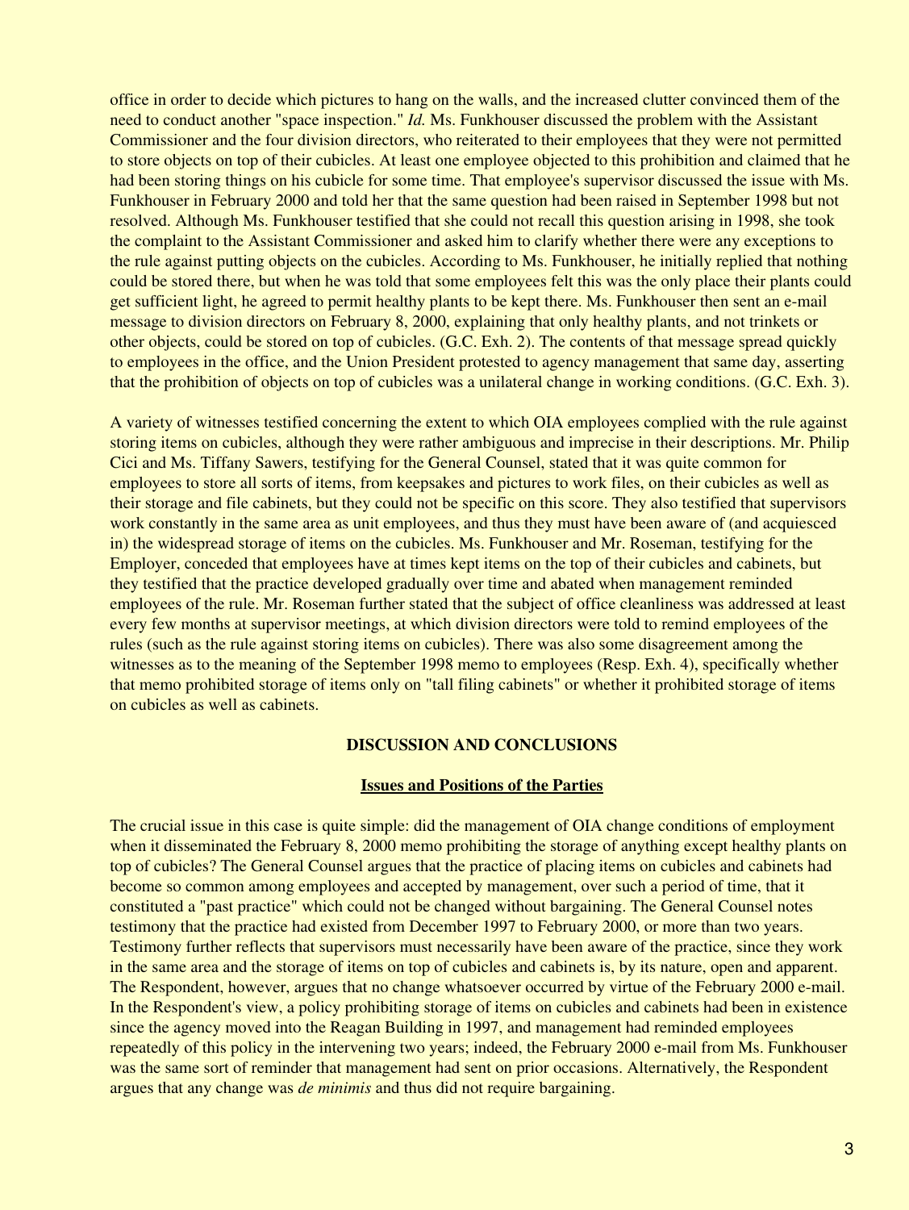office in order to decide which pictures to hang on the walls, and the increased clutter convinced them of the need to conduct another "space inspection." *Id.* Ms. Funkhouser discussed the problem with the Assistant Commissioner and the four division directors, who reiterated to their employees that they were not permitted to store objects on top of their cubicles. At least one employee objected to this prohibition and claimed that he had been storing things on his cubicle for some time. That employee's supervisor discussed the issue with Ms. Funkhouser in February 2000 and told her that the same question had been raised in September 1998 but not resolved. Although Ms. Funkhouser testified that she could not recall this question arising in 1998, she took the complaint to the Assistant Commissioner and asked him to clarify whether there were any exceptions to the rule against putting objects on the cubicles. According to Ms. Funkhouser, he initially replied that nothing could be stored there, but when he was told that some employees felt this was the only place their plants could get sufficient light, he agreed to permit healthy plants to be kept there. Ms. Funkhouser then sent an e-mail message to division directors on February 8, 2000, explaining that only healthy plants, and not trinkets or other objects, could be stored on top of cubicles. (G.C. Exh. 2). The contents of that message spread quickly to employees in the office, and the Union President protested to agency management that same day, asserting that the prohibition of objects on top of cubicles was a unilateral change in working conditions. (G.C. Exh. 3).

A variety of witnesses testified concerning the extent to which OIA employees complied with the rule against storing items on cubicles, although they were rather ambiguous and imprecise in their descriptions. Mr. Philip Cici and Ms. Tiffany Sawers, testifying for the General Counsel, stated that it was quite common for employees to store all sorts of items, from keepsakes and pictures to work files, on their cubicles as well as their storage and file cabinets, but they could not be specific on this score. They also testified that supervisors work constantly in the same area as unit employees, and thus they must have been aware of (and acquiesced in) the widespread storage of items on the cubicles. Ms. Funkhouser and Mr. Roseman, testifying for the Employer, conceded that employees have at times kept items on the top of their cubicles and cabinets, but they testified that the practice developed gradually over time and abated when management reminded employees of the rule. Mr. Roseman further stated that the subject of office cleanliness was addressed at least every few months at supervisor meetings, at which division directors were told to remind employees of the rules (such as the rule against storing items on cubicles). There was also some disagreement among the witnesses as to the meaning of the September 1998 memo to employees (Resp. Exh. 4), specifically whether that memo prohibited storage of items only on "tall filing cabinets" or whether it prohibited storage of items on cubicles as well as cabinets.

## DISCUSSION AND CONCLUSIONS

### Issues and Positions of the Parties

The crucial issue in this case is quite simple: did the management of OIA change conditions of employment when it disseminated the February 8, 2000 memo prohibiting the storage of anything except healthy plants on top of cubicles? The General Counsel argues that the practice of placing items on cubicles and cabinets had become so common among employees and accepted by management, over such a period of time, that it constituted a "past practice" which could not be changed without bargaining. The General Counsel notes testimony that the practice had existed from December 1997 to February 2000, or more than two years. Testimony further reflects that supervisors must necessarily have been aware of the practice, since they work in the same area and the storage of items on top of cubicles and cabinets is, by its nature, open and apparent. The Respondent, however, argues that no change whatsoever occurred by virtue of the February 2000 e-mail. In the Respondent's view, a policy prohibiting storage of items on cubicles and cabinets had been in existence since the agency moved into the Reagan Building in 1997, and management had reminded employees repeatedly of this policy in the intervening two years; indeed, the February 2000 e-mail from Ms. Funkhouser was the same sort of reminder that management had sent on prior occasions. Alternatively, the Respondent argues that any change was *de minimis* and thus did not require bargaining.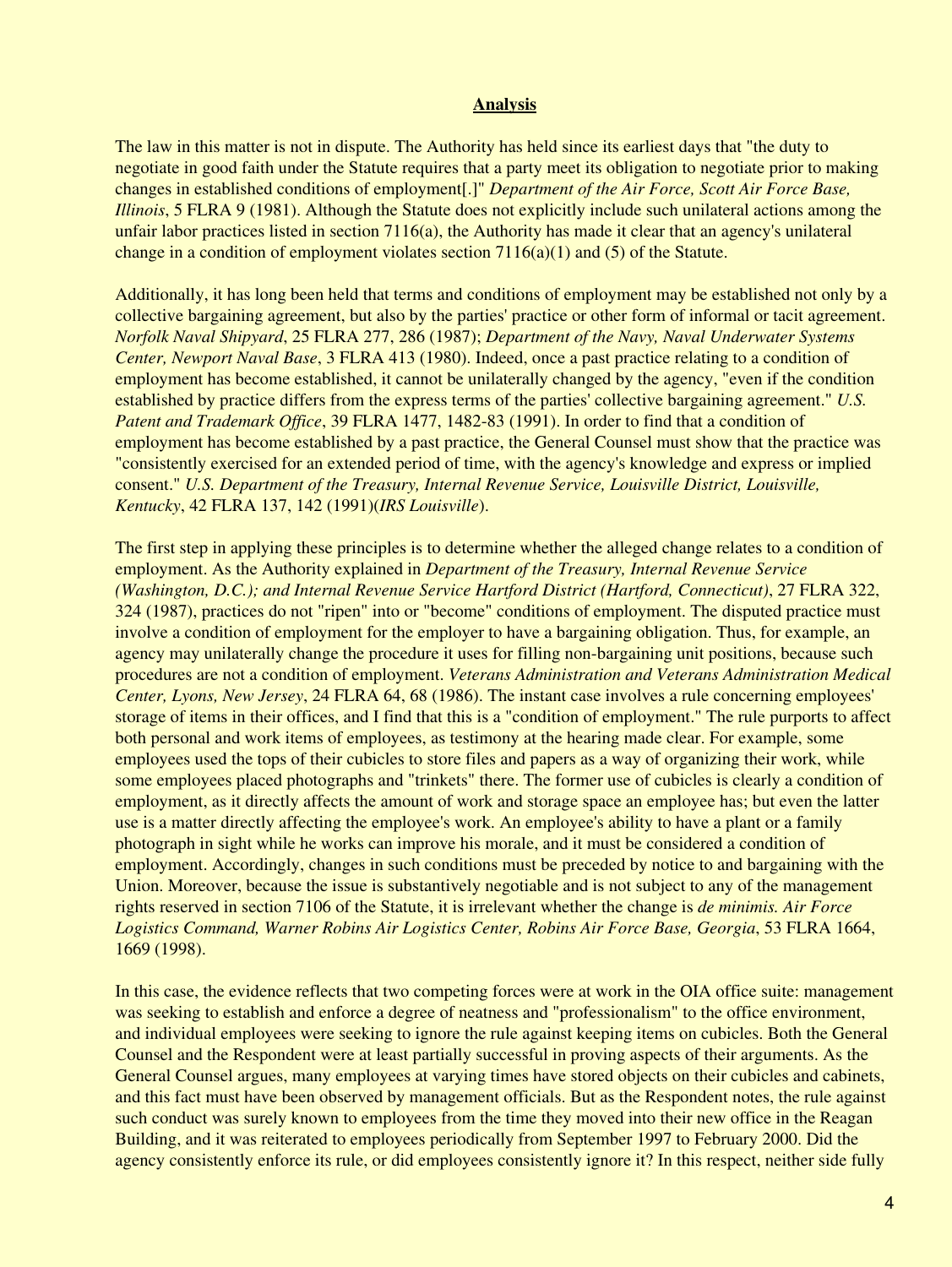**Analysis**

The law in this matter is not in dispute. The Authority has held since its earliest days that "the duty to negotiate in good faith under the Statute requires that a party meet its obligation to negotiate prior to making changes in established conditions of employment[.]" *Department of the Air Force, Scott Air Force Base, Illinois*, 5 FLRA 9 (1981). Although the Statute does not explicitly include such unilateral actions among the unfair labor practices listed in section 7116(a), the Authority has made it clear that an agency's unilateral change in a condition of employment violates section 7116(a)(1) and (5) of the Statute.

Additionally, it has long been held that terms and conditions of employment may be established not only by a collective bargaining agreement, but also by the parties' practice or other form of informal or tacit agreement. *Norfolk Naval Shipyard*, 25 FLRA 277, 286 (1987); *Department of the Navy, Naval Underwater Systems Center, Newport Naval Base*, 3 FLRA 413 (1980). Indeed, once a past practice relating to a condition of employment has become established, it cannot be unilaterally changed by the agency, "even if the condition established by practice differs from the express terms of the parties' collective bargaining agreement." *U.S. Patent and Trademark Office*, 39 FLRA 1477, 1482-83 (1991). In order to find that a condition of employment has become established by a past practice, the General Counsel must show that the practice was "consistently exercised for an extended period of time, with the agency's knowledge and express or implied consent." *U.S. Department of the Treasury, Internal Revenue Service, Louisville District, Louisville, Kentucky*, 42 FLRA 137, 142 (1991)(*IRS Louisville*).

The first step in applying these principles is to determine whether the alleged change relates to a condition of employment. As the Authority explained in *Department of the Treasury, Internal Revenue Service (Washington, D.C.); and Internal Revenue Service Hartford District (Hartford, Connecticut)*, 27 FLRA 322, 324 (1987), practices do not "ripen" into or "become" conditions of employment. The disputed practice must involve a condition of employment for the employer to have a bargaining obligation. Thus, for example, an agency may unilaterally change the procedure it uses for filling non-bargaining unit positions, because such procedures are not a condition of employment. *Veterans Administration and Veterans Administration Medical Center, Lyons, New Jersey*, 24 FLRA 64, 68 (1986). The instant case involves a rule concerning employees' storage of items in their offices, and I find that this is a "condition of employment." The rule purports to affect both personal and work items of employees, as testimony at the hearing made clear. For example, some employees used the tops of their cubicles to store files and papers as a way of organizing their work, while some employees placed photographs and "trinkets" there. The former use of cubicles is clearly a condition of employment, as it directly affects the amount of work and storage space an employee has; but even the latter use is a matter directly affecting the employee's work. An employee's ability to have a plant or a family photograph in sight while he works can improve his morale, and it must be considered a condition of employment. Accordingly, changes in such conditions must be preceded by notice to and bargaining with the Union. Moreover, because the issue is substantively negotiable and is not subject to any of the management rights reserved in section 7106 of the Statute, it is irrelevant whether the change is *de minimis. Air Force Logistics Command, Warner Robins Air Logistics Center, Robins Air Force Base, Georgia*, 53 FLRA 1664, 1669 (1998).

In this case, the evidence reflects that two competing forces were at work in the OIA office suite: management was seeking to establish and enforce a degree of neatness and "professionalism" to the office environment, and individual employees were seeking to ignore the rule against keeping items on cubicles. Both the General Counsel and the Respondent were at least partially successful in proving aspects of their arguments. As the General Counsel argues, many employees at varying times have stored objects on their cubicles and cabinets, and this fact must have been observed by management officials. But as the Respondent notes, the rule against such conduct was surely known to employees from the time they moved into their new office in the Reagan Building, and it was reiterated to employees periodically from September 1997 to February 2000. Did the agency consistently enforce its rule, or did employees consistently ignore it? In this respect, neither side fully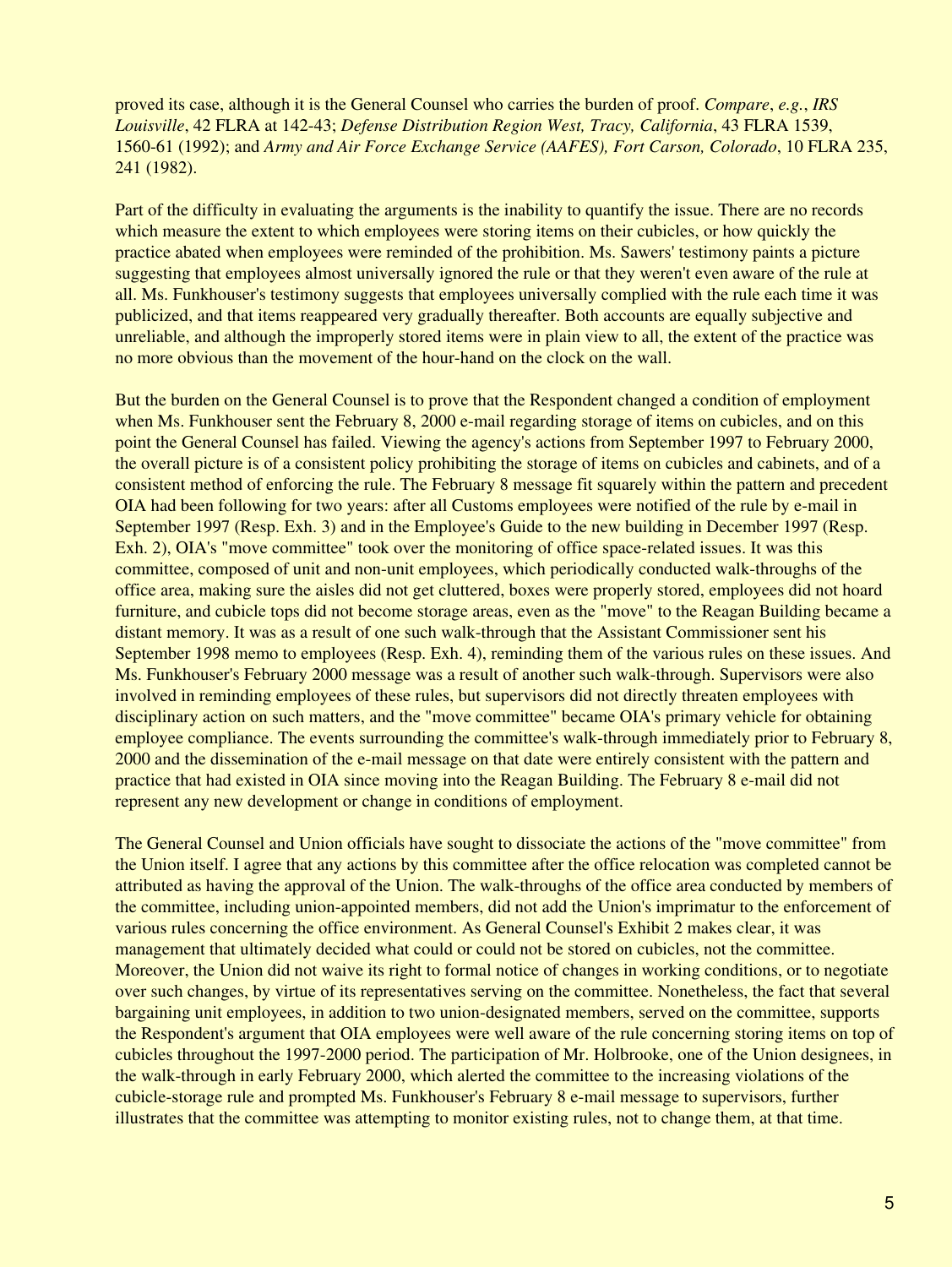proved its case, although it is the General Counsel who carries the burden of proof. *Compare*, *e.g.*, *IRS Louisville*, 42 FLRA at 142-43; *Defense Distribution Region West, Tracy, California*, 43 FLRA 1539, 1560-61 (1992); and *Army and Air Force Exchange Service (AAFES), Fort Carson, Colorado*, 10 FLRA 235, 241 (1982).

Part of the difficulty in evaluating the arguments is the inability to quantify the issue. There are no records which measure the extent to which employees were storing items on their cubicles, or how quickly the practice abated when employees were reminded of the prohibition. Ms. Sawers' testimony paints a picture suggesting that employees almost universally ignored the rule or that they weren't even aware of the rule at all. Ms. Funkhouser's testimony suggests that employees universally complied with the rule each time it was publicized, and that items reappeared very gradually thereafter. Both accounts are equally subjective and unreliable, and although the improperly stored items were in plain view to all, the extent of the practice was no more obvious than the movement of the hour-hand on the clock on the wall.

But the burden on the General Counsel is to prove that the Respondent changed a condition of employment when Ms. Funkhouser sent the February 8, 2000 e-mail regarding storage of items on cubicles, and on this point the General Counsel has failed. Viewing the agency's actions from September 1997 to February 2000, the overall picture is of a consistent policy prohibiting the storage of items on cubicles and cabinets, and of a consistent method of enforcing the rule. The February 8 message fit squarely within the pattern and precedent OIA had been following for two years: after all Customs employees were notified of the rule by e-mail in September 1997 (Resp. Exh. 3) and in the Employee's Guide to the new building in December 1997 (Resp. Exh. 2), OIA's "move committee" took over the monitoring of office space-related issues. It was this committee, composed of unit and non-unit employees, which periodically conducted walk-throughs of the office area, making sure the aisles did not get cluttered, boxes were properly stored, employees did not hoard furniture, and cubicle tops did not become storage areas, even as the "move" to the Reagan Building became a distant memory. It was as a result of one such walk-through that the Assistant Commissioner sent his September 1998 memo to employees (Resp. Exh. 4), reminding them of the various rules on these issues. And Ms. Funkhouser's February 2000 message was a result of another such walk-through. Supervisors were also involved in reminding employees of these rules, but supervisors did not directly threaten employees with disciplinary action on such matters, and the "move committee" became OIA's primary vehicle for obtaining employee compliance. The events surrounding the committee's walk-through immediately prior to February 8, 2000 and the dissemination of the e-mail message on that date were entirely consistent with the pattern and practice that had existed in OIA since moving into the Reagan Building. The February 8 e-mail did not represent any new development or change in conditions of employment.

The General Counsel and Union officials have sought to dissociate the actions of the "move committee" from the Union itself. I agree that any actions by this committee after the office relocation was completed cannot be attributed as having the approval of the Union. The walk-throughs of the office area conducted by members of the committee, including union-appointed members, did not add the Union's imprimatur to the enforcement of various rules concerning the office environment. As General Counsel's Exhibit 2 makes clear, it was management that ultimately decided what could or could not be stored on cubicles, not the committee. Moreover, the Union did not waive its right to formal notice of changes in working conditions, or to negotiate over such changes, by virtue of its representatives serving on the committee. Nonetheless, the fact that several bargaining unit employees, in addition to two union-designated members, served on the committee, supports the Respondent's argument that OIA employees were well aware of the rule concerning storing items on top of cubicles throughout the 1997-2000 period. The participation of Mr. Holbrooke, one of the Union designees, in the walk-through in early February 2000, which alerted the committee to the increasing violations of the cubicle-storage rule and prompted Ms. Funkhouser's February 8 e-mail message to supervisors, further illustrates that the committee was attempting to monitor existing rules, not to change them, at that time.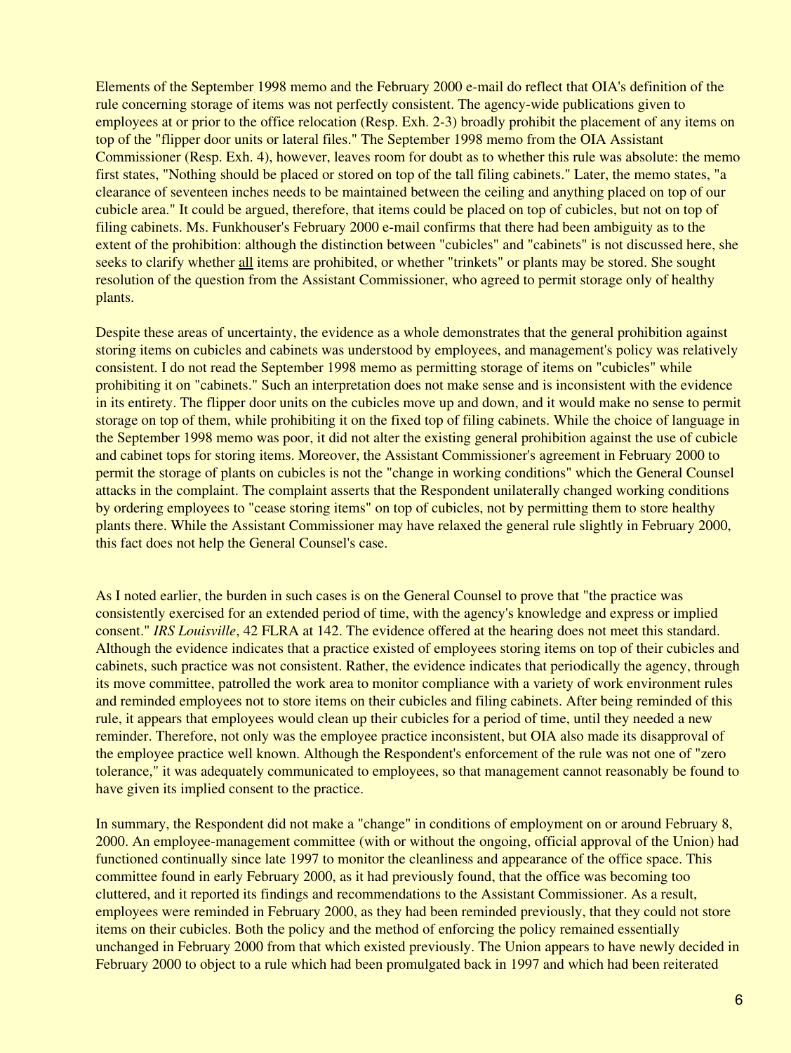Elements of the September 1998 memo and the February 2000 e-mail do reflect that OIA's definition of the rule concerning storage of items was not perfectly consistent. The agency-wide publications given to employees at or prior to the office relocation (Resp. Exh. 2-3) broadly prohibit the placement of any items on top of the "flipper door units or lateral files." The September 1998 memo from the OIA Assistant Commissioner (Resp. Exh. 4), however, leaves room for doubt as to whether this rule was absolute: the memo first states, "Nothing should be placed or stored on top of the tall filing cabinets." Later, the memo states, "a clearance of seventeen inches needs to be maintained between the ceiling and anything placed on top of our cubicle area." It could be argued, therefore, that items could be placed on top of cubicles, but not on top of filing cabinets. Ms. Funkhouser's February 2000 e-mail confirms that there had been ambiguity as to the extent of the prohibition: although the distinction between "cubicles" and "cabinets" is not discussed here, she seeks to clarify whether all items are prohibited, or whether "trinkets" or plants may be stored. She sought resolution of the question from the Assistant Commissioner, who agreed to permit storage only of healthy plants.

Despite these areas of uncertainty, the evidence as a whole demonstrates that the general prohibition against storing items on cubicles and cabinets was understood by employees, and management's policy was relatively consistent. I do not read the September 1998 memo as permitting storage of items on "cubicles" while prohibiting it on "cabinets." Such an interpretation does not make sense and is inconsistent with the evidence in its entirety. The flipper door units on the cubicles move up and down, and it would make no sense to permit storage on top of them, while prohibiting it on the fixed top of filing cabinets. While the choice of language in the September 1998 memo was poor, it did not alter the existing general prohibition against the use of cubicle and cabinet tops for storing items. Moreover, the Assistant Commissioner's agreement in February 2000 to permit the storage of plants on cubicles is not the "change in working conditions" which the General Counsel attacks in the complaint. The complaint asserts that the Respondent unilaterally changed working conditions by ordering employees to "cease storing items" on top of cubicles, not by permitting them to store healthy plants there. While the Assistant Commissioner may have relaxed the general rule slightly in February 2000, this fact does not help the General Counsel's case.

As I noted earlier, the burden in such cases is on the General Counsel to prove that "the practice was consistently exercised for an extended period of time, with the agency's knowledge and express or implied consent." *IRS Louisville*, 42 FLRA at 142. The evidence offered at the hearing does not meet this standard. Although the evidence indicates that a practice existed of employees storing items on top of their cubicles and cabinets, such practice was not consistent. Rather, the evidence indicates that periodically the agency, through its move committee, patrolled the work area to monitor compliance with a variety of work environment rules and reminded employees not to store items on their cubicles and filing cabinets. After being reminded of this rule, it appears that employees would clean up their cubicles for a period of time, until they needed a new reminder. Therefore, not only was the employee practice inconsistent, but OIA also made its disapproval of the employee practice well known. Although the Respondent's enforcement of the rule was not one of "zero tolerance," it was adequately communicated to employees, so that management cannot reasonably be found to have given its implied consent to the practice.

In summary, the Respondent did not make a "change" in conditions of employment on or around February 8, 2000. An employee-management committee (with or without the ongoing, official approval of the Union) had functioned continually since late 1997 to monitor the cleanliness and appearance of the office space. This committee found in early February 2000, as it had previously found, that the office was becoming too cluttered, and it reported its findings and recommendations to the Assistant Commissioner. As a result, employees were reminded in February 2000, as they had been reminded previously, that they could not store items on their cubicles. Both the policy and the method of enforcing the policy remained essentially unchanged in February 2000 from that which existed previously. The Union appears to have newly decided in February 2000 to object to a rule which had been promulgated back in 1997 and which had been reiterated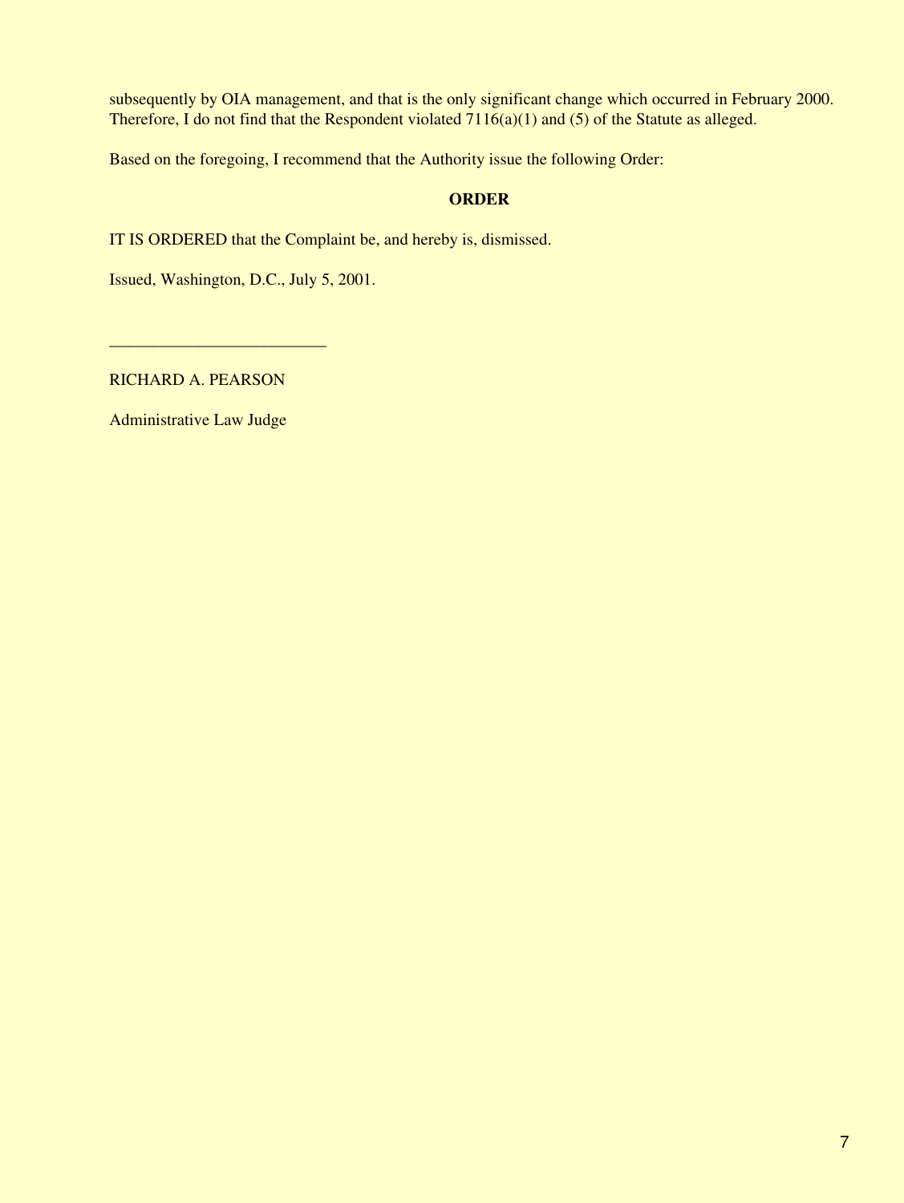subsequently by OIA management, and that is the only significant change which occurred in February 2000. Therefore, I do not find that the Respondent violated 7116(a)(1) and (5) of the Statute as alleged.

Based on the foregoing, I recommend that the Authority issue the following Order:

**ORDER**

IT IS ORDERED that the Complaint be, and hereby is, dismissed.

Issued, Washington, D.C., July 5, 2001.

\_\_\_\_\_\_\_\_\_\_\_\_\_\_\_\_\_\_\_\_\_\_\_\_\_\_

RICHARD A. PEARSON

Administrative Law Judge